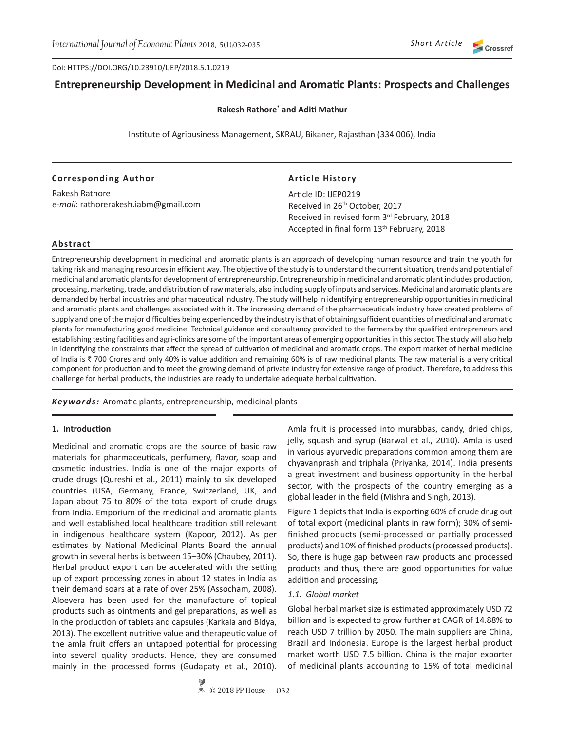Short Article

Doi: HTTPS://DOI.ORG/10.23910/IJEP/2018.5.1.0219

# Entrepreneurship Development in Medicinal and Aromatic Plants: Prospects and Challenges

**Rakesh Rathore*** **and Aditi Mathur**

Institute of Agribusiness Management, SKRAU, Bikaner, Rajasthan (334 006), India

**Corresponding Author**

Rakesh Rathore
*e-mail*: rathorerakesh.iabm@gmail.com

**Article History**

Article ID: IJEP0219
Received in 26th October, 2017
Received in revised form 3rd February, 2018
Accepted in final form 13th February, 2018

## Abstract

Entrepreneurship development in medicinal and aromatic plants is an approach of developing human resource and train the youth for taking risk and managing resources in efficient way. The objective of the study is to understand the current situation, trends and potential of medicinal and aromatic plants for development of entrepreneurship. Entrepreneurship in medicinal and aromatic plant includes production, processing, marketing, trade, and distribution of raw materials, also including supply of inputs and services. Medicinal and aromatic plants are demanded by herbal industries and pharmaceutical industry. The study will help in identifying entrepreneurship opportunities in medicinal and aromatic plants and challenges associated with it. The increasing demand of the pharmaceuticals industry have created problems of supply and one of the major difficulties being experienced by the industry is that of obtaining sufficient quantities of medicinal and aromatic plants for manufacturing good medicine. Technical guidance and consultancy provided to the farmers by the qualified entrepreneurs and establishing testing facilities and agri-clinics are some of the important areas of emerging opportunities in this sector. The study will also help in identifying the constraints that affect the spread of cultivation of medicinal and aromatic crops. The export market of herbal medicine of India is ₹ 700 Crores and only 40% is value addition and remaining 60% is of raw medicinal plants. The raw material is a very critical component for production and to meet the growing demand of private industry for extensive range of product. Therefore, to address this challenge for herbal products, the industries are ready to undertake adequate herbal cultivation.

***Keywords:*** Aromatic plants, entrepreneurship, medicinal plants

## 1. Introduction

Medicinal and aromatic crops are the source of basic raw materials for pharmaceuticals, perfumery, flavor, soap and cosmetic industries. India is one of the major exports of crude drugs (Qureshi et al., 2011) mainly to six developed countries (USA, Germany, France, Switzerland, UK, and Japan about 75 to 80% of the total export of crude drugs from India. Emporium of the medicinal and aromatic plants and well established local healthcare tradition still relevant in indigenous healthcare system (Kapoor, 2012). As per estimates by National Medicinal Plants Board the annual growth in several herbs is between 15–30% (Chaubey, 2011). Herbal product export can be accelerated with the setting up of export processing zones in about 12 states in India as their demand soars at a rate of over 25% (Assocham, 2008). Aloevera has been used for the manufacture of topical products such as ointments and gel preparations, as well as in the production of tablets and capsules (Karkala and Bidya, 2013). The excellent nutritive value and therapeutic value of the amla fruit offers an untapped potential for processing into several quality products. Hence, they are consumed mainly in the processed forms (Gudapaty et al., 2010). Amla fruit is processed into murabbas, candy, dried chips, jelly, squash and syrup (Barwal et al., 2010). Amla is used in various ayurvedic preparations common among them are chyavanprash and triphala (Priyanka, 2014). India presents a great investment and business opportunity in the herbal sector, with the prospects of the country emerging as a global leader in the field (Mishra and Singh, 2013).

Figure 1 depicts that India is exporting 60% of crude drug out of total export (medicinal plants in raw form); 30% of semi-finished products (semi-processed or partially processed products) and 10% of finished products (processed products). So, there is huge gap between raw products and processed products and thus, there are good opportunities for value addition and processing.

### *1.1. Global market*

Global herbal market size is estimated approximately USD 72 billion and is expected to grow further at CAGR of 14.88% to reach USD 7 trillion by 2050. The main suppliers are China, Brazil and Indonesia. Europe is the largest herbal product market worth USD 7.5 billion. China is the major exporter of medicinal plants accounting to 15% of total medicinal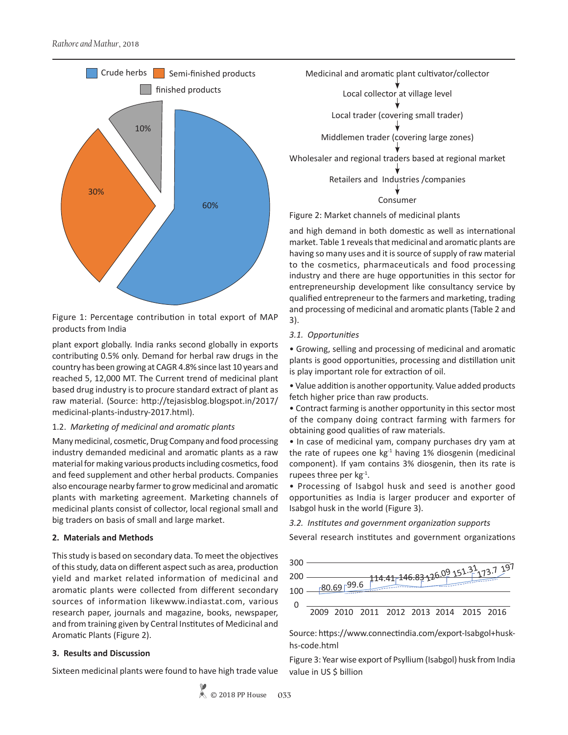Figure 1: Percentage contribution in total export of MAP products from India

plant export globally. India ranks second globally in exports contributing 0.5% only. Demand for herbal raw drugs in the country has been growing at CAGR 4.8% since last 10 years and reached 5, 12,000 MT. The Current trend of medicinal plant based drug industry is to procure standard extract of plant as raw material. (Source: http://tejasisblog.blogspot.in/2017/medicinal-plants-industry-2017.html).

1.2. *Marketing of medicinal and aromatic plants*

Many medicinal, cosmetic, Drug Company and food processing industry demanded medicinal and aromatic plants as a raw material for making various products including cosmetics, food and feed supplement and other herbal products. Companies also encourage nearby farmer to grow medicinal and aromatic plants with marketing agreement. Marketing channels of medicinal plants consist of collector, local regional small and big traders on basis of small and large market.

## 2. Materials and Methods

This study is based on secondary data. To meet the objectives of this study, data on different aspect such as area, production yield and market related information of medicinal and aromatic plants were collected from different secondary sources of information likewww.indiastat.com, various research paper, journals and magazine, books, newspaper, and from training given by Central Institutes of Medicinal and Aromatic Plants (Figure 2).

## 3. Results and Discussion

Sixteen medicinal plants were found to have high trade value

Medicinal and aromatic plant cultivator/collector
↓
Local collector at village level
↓
Local trader (covering small trader)
↓
Middlemen trader (covering large zones)
↓
Wholesaler and regional traders based at regional market
↓
Retailers and Industries /companies
↓
Consumer

Figure 2: Market channels of medicinal plants

and high demand in both domestic as well as international market. Table 1 reveals that medicinal and aromatic plants are having so many uses and it is source of supply of raw material to the cosmetics, pharmaceuticals and food processing industry and there are huge opportunities in this sector for entrepreneurship development like consultancy service by qualified entrepreneur to the farmers and marketing, trading and processing of medicinal and aromatic plants (Table 2 and 3).

3.1. *Opportunities*

- Growing, selling and processing of medicinal and aromatic plants is good opportunities, processing and distillation unit is play important role for extraction of oil.
- Value addition is another opportunity. Value added products fetch higher price than raw products.
- Contract farming is another opportunity in this sector most of the company doing contract farming with farmers for obtaining good qualities of raw materials.
- In case of medicinal yam, company purchases dry yam at the rate of rupees one $kg^{-1}$ having 1% diosgenin (medicinal component). If yam contains 3% diosgenin, then its rate is rupees three per $kg^{-1}$.
- Processing of Isabgol husk and seed is another good opportunities as India is larger producer and exporter of Isabgol husk in the world (Figure 3).

3.2. *Institutes and government organization supports*

Several research institutes and government organizations

Source: https://www.connectindia.com/export-Isabgol+husk-hs-code.html

Figure 3: Year wise export of Psyllium (Isabgol) husk from India value in US $ billion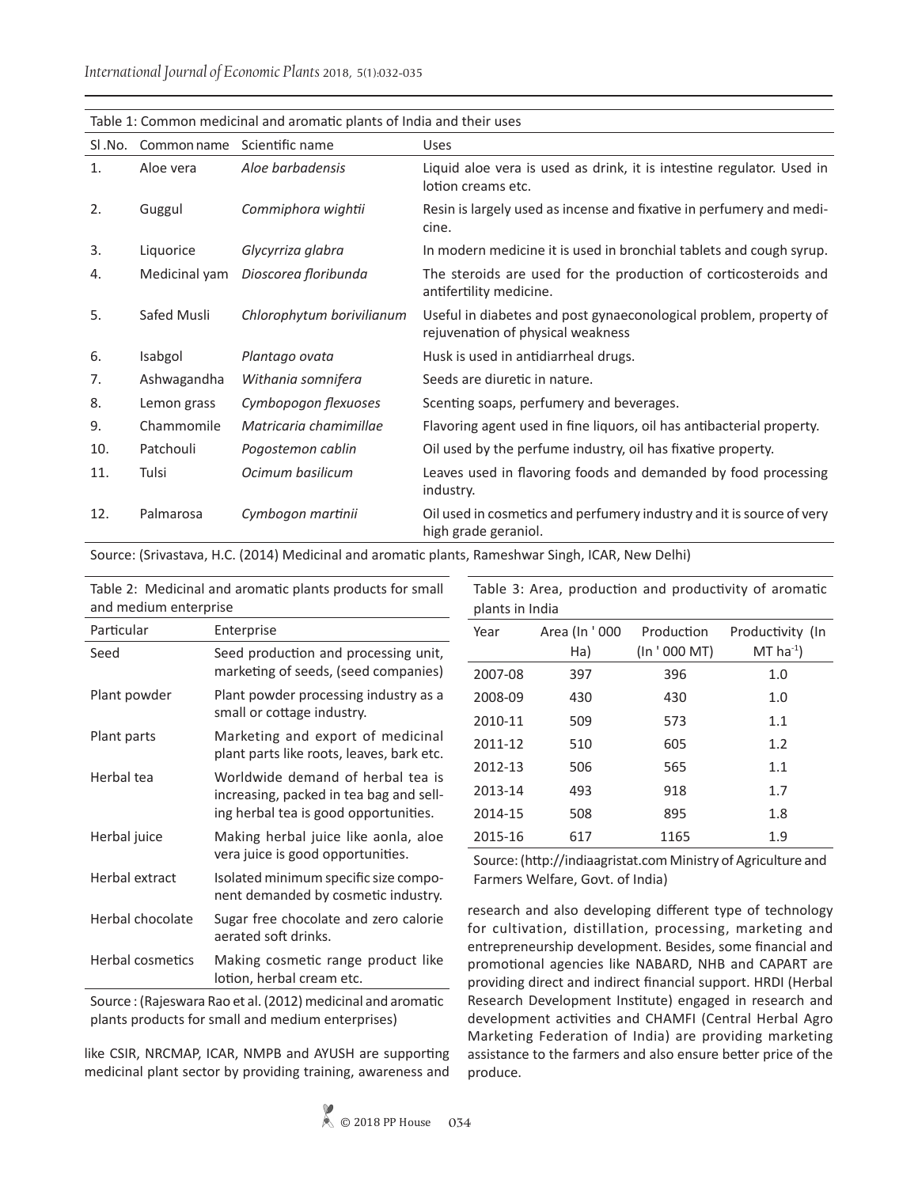Table 1: Common medicinal and aromatic plants of India and their uses

| Sl .No. | Common name | Scientific name | Uses |
|---|---|---|---|
| 1. | Aloe vera | *Aloe barbadensis* | Liquid aloe vera is used as drink, it is intestine regulator. Used in lotion creams etc. |
| 2. | Guggul | *Commiphora wightii* | Resin is largely used as incense and fixative in perfumery and medicine. |
| 3. | Liquorice | *Glycyrriza glabra* | In modern medicine it is used in bronchial tablets and cough syrup. |
| 4. | Medicinal yam | *Dioscorea floribunda* | The steroids are used for the production of corticosteroids and antifertility medicine. |
| 5. | Safed Musli | *Chlorophytum borivilianum* | Useful in diabetes and post gynaeconological problem, property of rejuvenation of physical weakness |
| 6. | Isabgol | *Plantago ovata* | Husk is used in antidiarrheal drugs. |
| 7. | Ashwagandha | *Withania somnifera* | Seeds are diuretic in nature. |
| 8. | Lemon grass | *Cymbopogon flexuoses* | Scenting soaps, perfumery and beverages. |
| 9. | Chammomile | *Matricaria chamimillae* | Flavoring agent used in fine liquors, oil has antibacterial property. |
| 10. | Patchouli | *Pogostemon cablin* | Oil used by the perfume industry, oil has fixative property. |
| 11. | Tulsi | *Ocimum basilicum* | Leaves used in flavoring foods and demanded by food processing industry. |
| 12. | Palmarosa | *Cymbogon martinii* | Oil used in cosmetics and perfumery industry and it is source of very high grade geraniol. |

Source: (Srivastava, H.C. (2014) Medicinal and aromatic plants, Rameshwar Singh, ICAR, New Delhi)

Table 2: Medicinal and aromatic plants products for small and medium enterprise

| Particular | Enterprise |
|---|---|
| Seed | Seed production and processing unit, marketing of seeds, (seed companies) |
| Plant powder | Plant powder processing industry as a small or cottage industry. |
| Plant parts | Marketing and export of medicinal plant parts like roots, leaves, bark etc. |
| Herbal tea | Worldwide demand of herbal tea is increasing, packed in tea bag and selling herbal tea is good opportunities. |
| Herbal juice | Making herbal juice like aonla, aloe vera juice is good opportunities. |
| Herbal extract | Isolated minimum specific size component demanded by cosmetic industry. |
| Herbal chocolate | Sugar free chocolate and zero calorie aerated soft drinks. |
| Herbal cosmetics | Making cosmetic range product like lotion, herbal cream etc. |

Source : (Rajeswara Rao et al. (2012) medicinal and aromatic plants products for small and medium enterprises)

like CSIR, NRCMAP, ICAR, NMPB and AYUSH are supporting medicinal plant sector by providing training, awareness and research and also developing different type of technology for cultivation, distillation, processing, marketing and entrepreneurship development. Besides, some financial and promotional agencies like NABARD, NHB and CAPART are providing direct and indirect financial support. HRDI (Herbal Research Development Institute) engaged in research and development activities and CHAMFI (Central Herbal Agro Marketing Federation of India) are providing marketing assistance to the farmers and also ensure better price of the produce.

Table 3: Area, production and productivity of aromatic plants in India

| Year | Area (In ' 000 Ha) | Production (In ' 000 MT) | Productivity (In MT $ha^{-1}$) |
|---|---|---|---|
| 2007-08 | 397 | 396 | 1.0 |
| 2008-09 | 430 | 430 | 1.0 |
| 2010-11 | 509 | 573 | 1.1 |
| 2011-12 | 510 | 605 | 1.2 |
| 2012-13 | 506 | 565 | 1.1 |
| 2013-14 | 493 | 918 | 1.7 |
| 2014-15 | 508 | 895 | 1.8 |
| 2015-16 | 617 | 1165 | 1.9 |

Source: (http://indiaagristat.com Ministry of Agriculture and Farmers Welfare, Govt. of India)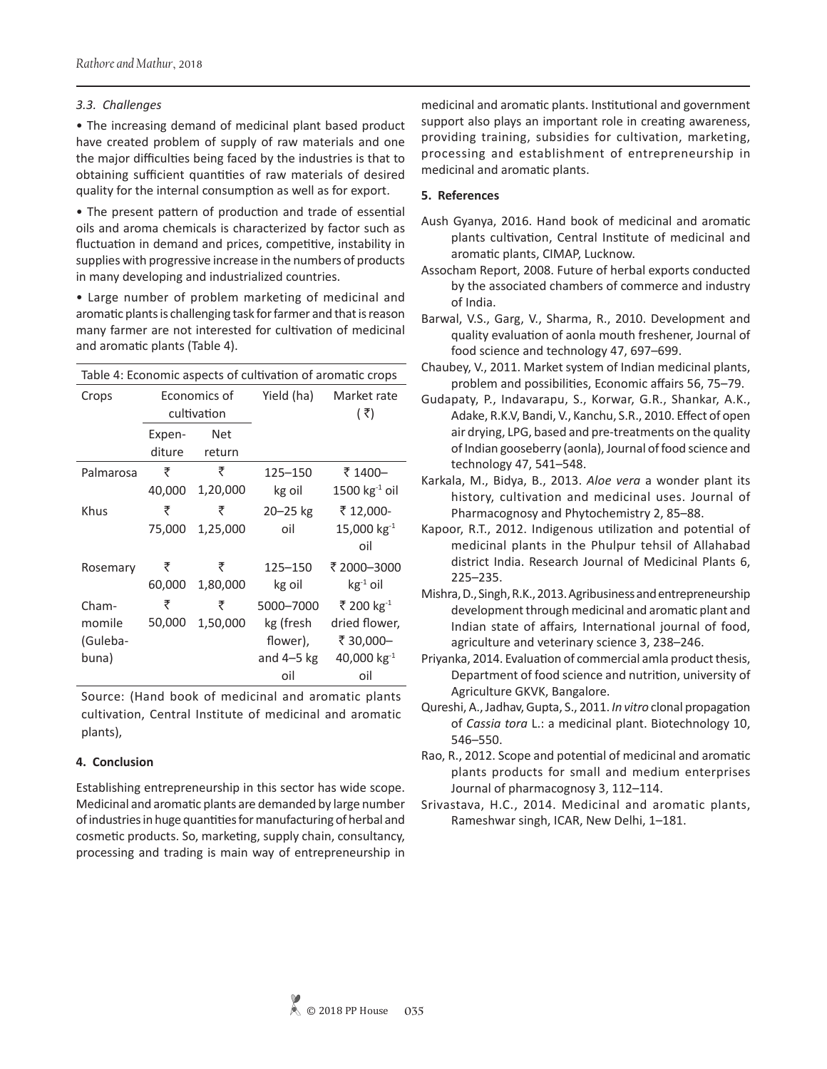### 3.3. Challenges

• The increasing demand of medicinal plant based product have created problem of supply of raw materials and one the major difficulties being faced by the industries is that to obtaining sufficient quantities of raw materials of desired quality for the internal consumption as well as for export.

• The present pattern of production and trade of essential oils and aroma chemicals is characterized by factor such as fluctuation in demand and prices, competitive, instability in supplies with progressive increase in the numbers of products in many developing and industrialized countries.

• Large number of problem marketing of medicinal and aromatic plants is challenging task for farmer and that is reason many farmer are not interested for cultivation of medicinal and aromatic plants (Table 4).

Table 4: Economic aspects of cultivation of aromatic crops

| Crops | Economics of cultivation | | Yield (ha) | Market rate (₹) |
|---|---|---|---|---|
| | Expenditure | Net return | | |
| Palmarosa | ₹ 40,000 | ₹ 1,20,000 | 125–150 kg oil | ₹ 1400–1500 $kg^{-1}$ oil |
| Khus | ₹ 75,000 | ₹ 1,25,000 | 20–25 kg oil | ₹ 12,000-15,000 $kg^{-1}$ oil |
| Rosemary | ₹ 60,000 | ₹ 1,80,000 | 125–150 kg oil | ₹ 2000–3000 $kg^{-1}$ oil |
| Chammomile (Gulebabuna) | ₹ 50,000 | ₹ 1,50,000 | 5000–7000 kg (fresh flower), and 4–5 kg oil | ₹ 200 $kg^{-1}$ dried flower, ₹ 30,000–40,000 $kg^{-1}$ oil |

Source: (Hand book of medicinal and aromatic plants cultivation, Central Institute of medicinal and aromatic plants),

## 4. Conclusion

Establishing entrepreneurship in this sector has wide scope. Medicinal and aromatic plants are demanded by large number of industries in huge quantities for manufacturing of herbal and cosmetic products. So, marketing, supply chain, consultancy, processing and trading is main way of entrepreneurship in medicinal and aromatic plants. Institutional and government support also plays an important role in creating awareness, providing training, subsidies for cultivation, marketing, processing and establishment of entrepreneurship in medicinal and aromatic plants.

## 5. References

Aush Gyanya, 2016. Hand book of medicinal and aromatic plants cultivation, Central Institute of medicinal and aromatic plants, CIMAP, Lucknow.

Assocham Report, 2008. Future of herbal exports conducted by the associated chambers of commerce and industry of India.

Barwal, V.S., Garg, V., Sharma, R., 2010. Development and quality evaluation of aonla mouth freshener, Journal of food science and technology 47, 697–699.

Chaubey, V., 2011. Market system of Indian medicinal plants, problem and possibilities, Economic affairs 56, 75–79.

Gudapaty, P., Indavarapu, S., Korwar, G.R., Shankar, A.K., Adake, R.K.V, Bandi, V., Kanchu, S.R., 2010. Effect of open air drying, LPG, based and pre-treatments on the quality of Indian gooseberry (aonla), Journal of food science and technology 47, 541–548.

Karkala, M., Bidya, B., 2013. *Aloe vera* a wonder plant its history, cultivation and medicinal uses. Journal of Pharmacognosy and Phytochemistry 2, 85–88.

Kapoor, R.T., 2012. Indigenous utilization and potential of medicinal plants in the Phulpur tehsil of Allahabad district India. Research Journal of Medicinal Plants 6, 225–235.

Mishra, D., Singh, R.K., 2013. Agribusiness and entrepreneurship development through medicinal and aromatic plant and Indian state of affairs, International journal of food, agriculture and veterinary science 3, 238–246.

Priyanka, 2014. Evaluation of commercial amla product thesis, Department of food science and nutrition, university of Agriculture GKVK, Bangalore.

Qureshi, A., Jadhav, Gupta, S., 2011. *In vitro* clonal propagation of *Cassia tora* L.: a medicinal plant. Biotechnology 10, 546–550.

Rao, R., 2012. Scope and potential of medicinal and aromatic plants products for small and medium enterprises Journal of pharmacognosy 3, 112–114.

Srivastava, H.C., 2014. Medicinal and aromatic plants, Rameshwar singh, ICAR, New Delhi, 1–181.